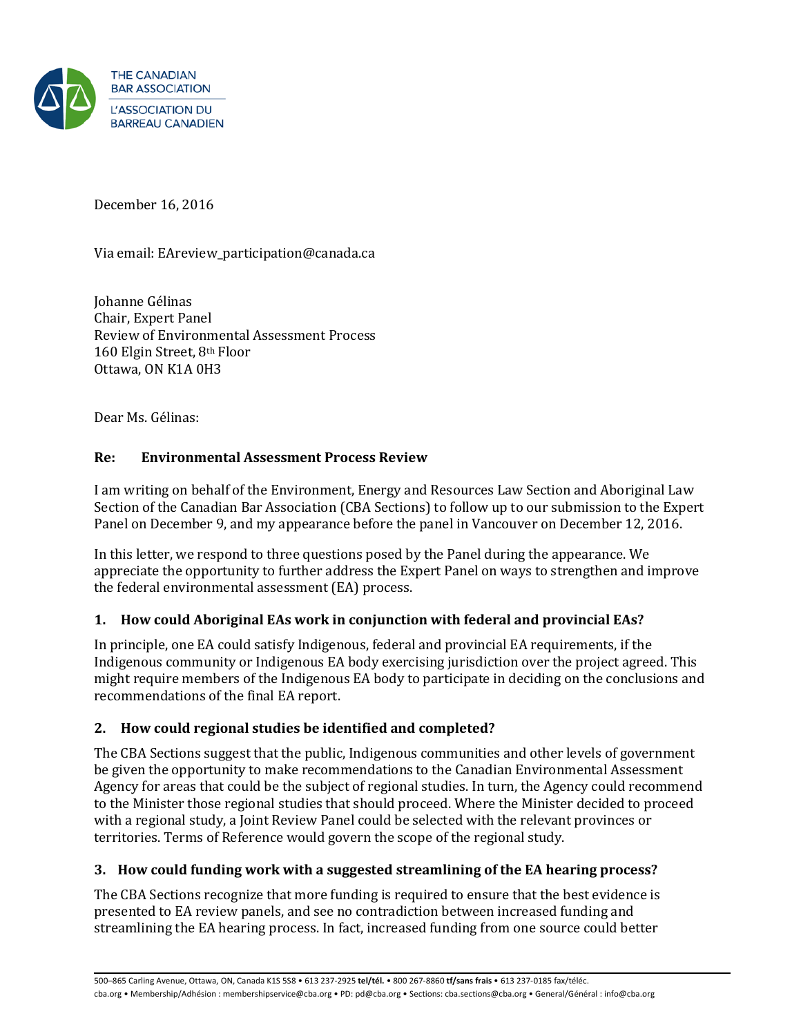THE CANADIAN BAR ASSOCIATION
L'ASSOCIATION DU BARREAU CANADIEN

December 16, 2016

Via email: EAreview_participation@canada.ca

Johanne Gélinas
Chair, Expert Panel
Review of Environmental Assessment Process
160 Elgin Street, 8th Floor
Ottawa, ON K1A 0H3

Dear Ms. Gélinas:

**Re: Environmental Assessment Process Review**

I am writing on behalf of the Environment, Energy and Resources Law Section and Aboriginal Law Section of the Canadian Bar Association (CBA Sections) to follow up to our submission to the Expert Panel on December 9, and my appearance before the panel in Vancouver on December 12, 2016.

In this letter, we respond to three questions posed by the Panel during the appearance. We appreciate the opportunity to further address the Expert Panel on ways to strengthen and improve the federal environmental assessment (EA) process.

### 1. How could Aboriginal EAs work in conjunction with federal and provincial EAs?

In principle, one EA could satisfy Indigenous, federal and provincial EA requirements, if the Indigenous community or Indigenous EA body exercising jurisdiction over the project agreed. This might require members of the Indigenous EA body to participate in deciding on the conclusions and recommendations of the final EA report.

### 2. How could regional studies be identified and completed?

The CBA Sections suggest that the public, Indigenous communities and other levels of government be given the opportunity to make recommendations to the Canadian Environmental Assessment Agency for areas that could be the subject of regional studies. In turn, the Agency could recommend to the Minister those regional studies that should proceed. Where the Minister decided to proceed with a regional study, a Joint Review Panel could be selected with the relevant provinces or territories. Terms of Reference would govern the scope of the regional study.

### 3. How could funding work with a suggested streamlining of the EA hearing process?

The CBA Sections recognize that more funding is required to ensure that the best evidence is presented to EA review panels, and see no contradiction between increased funding and streamlining the EA hearing process. In fact, increased funding from one source could better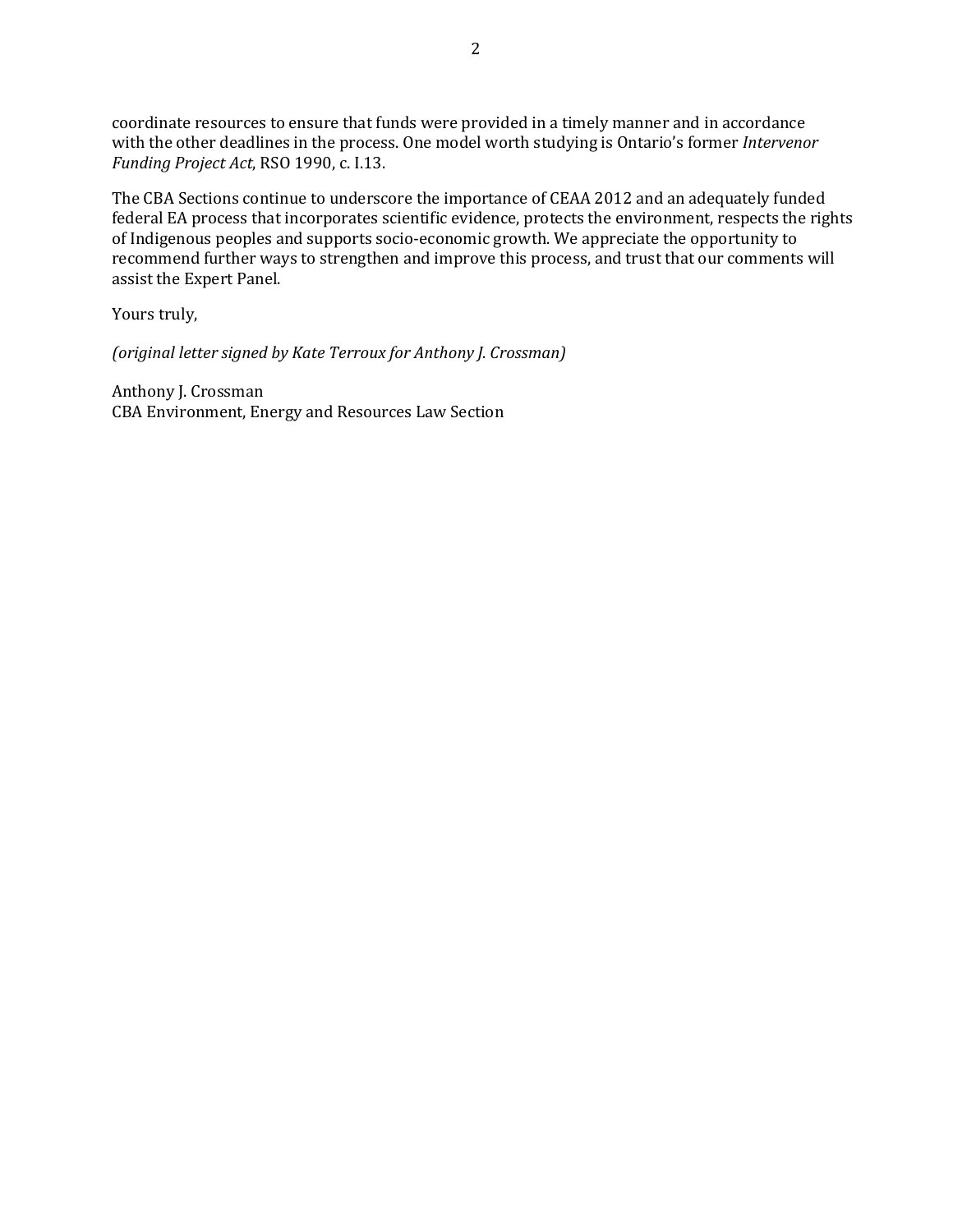coordinate resources to ensure that funds were provided in a timely manner and in accordance with the other deadlines in the process. One model worth studying is Ontario's former *Intervenor Funding Project Act*, RSO 1990, c. I.13.

The CBA Sections continue to underscore the importance of CEAA 2012 and an adequately funded federal EA process that incorporates scientific evidence, protects the environment, respects the rights of Indigenous peoples and supports socio-economic growth. We appreciate the opportunity to recommend further ways to strengthen and improve this process, and trust that our comments will assist the Expert Panel.

Yours truly,

*(original letter signed by Kate Terroux for Anthony J. Crossman)*

Anthony J. Crossman
CBA Environment, Energy and Resources Law Section